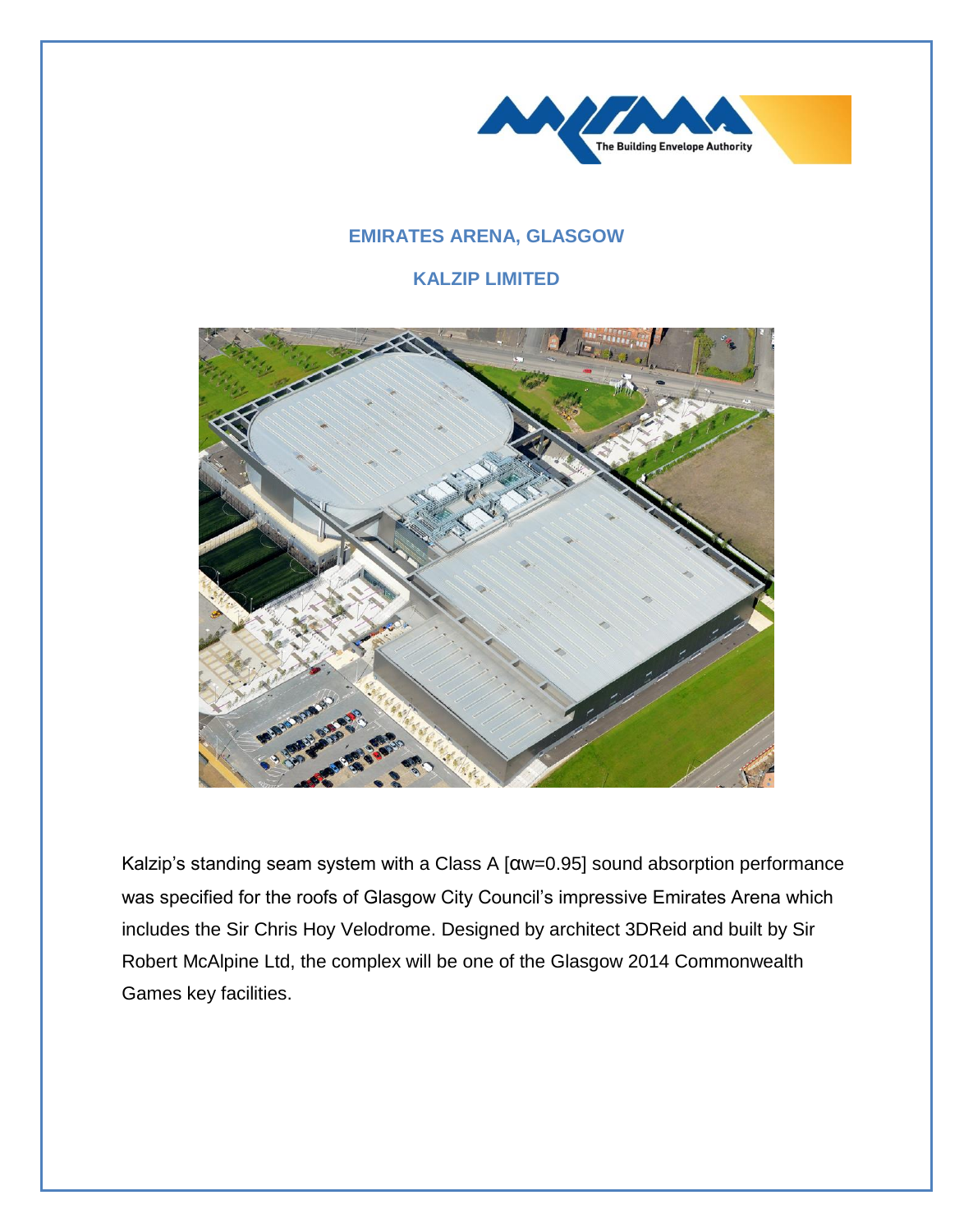# EMIRATES ARENA, GLASGOW

## KALZIP LIMITED

Kalzip's standing seam system with a Class A [$\alpha_w$=0.95] sound absorption performance was specified for the roofs of Glasgow City Council's impressive Emirates Arena which includes the Sir Chris Hoy Velodrome. Designed by architect 3DReid and built by Sir Robert McAlpine Ltd, the complex will be one of the Glasgow 2014 Commonwealth Games key facilities.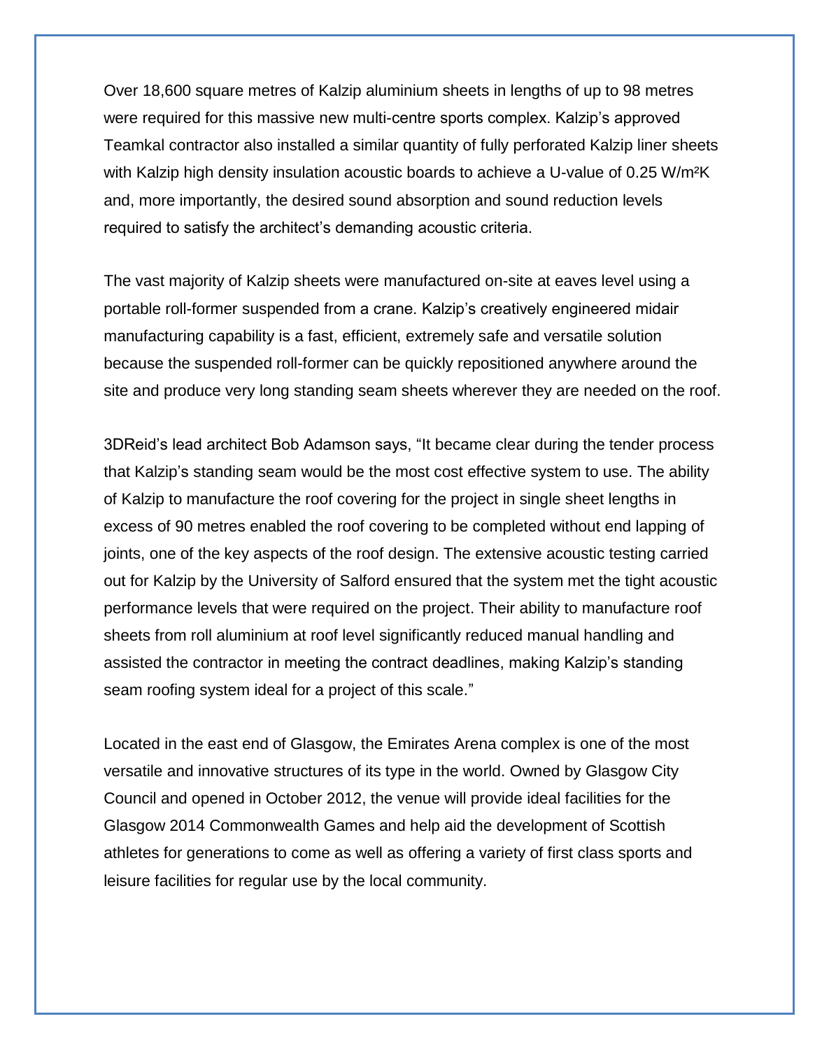Over 18,600 square metres of Kalzip aluminium sheets in lengths of up to 98 metres were required for this massive new multi-centre sports complex. Kalzip's approved Teamkal contractor also installed a similar quantity of fully perforated Kalzip liner sheets with Kalzip high density insulation acoustic boards to achieve a U-value of 0.25 $W/m^2K$ and, more importantly, the desired sound absorption and sound reduction levels required to satisfy the architect's demanding acoustic criteria.

The vast majority of Kalzip sheets were manufactured on-site at eaves level using a portable roll-former suspended from a crane. Kalzip's creatively engineered midair manufacturing capability is a fast, efficient, extremely safe and versatile solution because the suspended roll-former can be quickly repositioned anywhere around the site and produce very long standing seam sheets wherever they are needed on the roof.

3DReid's lead architect Bob Adamson says, "It became clear during the tender process that Kalzip's standing seam would be the most cost effective system to use. The ability of Kalzip to manufacture the roof covering for the project in single sheet lengths in excess of 90 metres enabled the roof covering to be completed without end lapping of joints, one of the key aspects of the roof design. The extensive acoustic testing carried out for Kalzip by the University of Salford ensured that the system met the tight acoustic performance levels that were required on the project. Their ability to manufacture roof sheets from roll aluminium at roof level significantly reduced manual handling and assisted the contractor in meeting the contract deadlines, making Kalzip's standing seam roofing system ideal for a project of this scale."

Located in the east end of Glasgow, the Emirates Arena complex is one of the most versatile and innovative structures of its type in the world. Owned by Glasgow City Council and opened in October 2012, the venue will provide ideal facilities for the Glasgow 2014 Commonwealth Games and help aid the development of Scottish athletes for generations to come as well as offering a variety of first class sports and leisure facilities for regular use by the local community.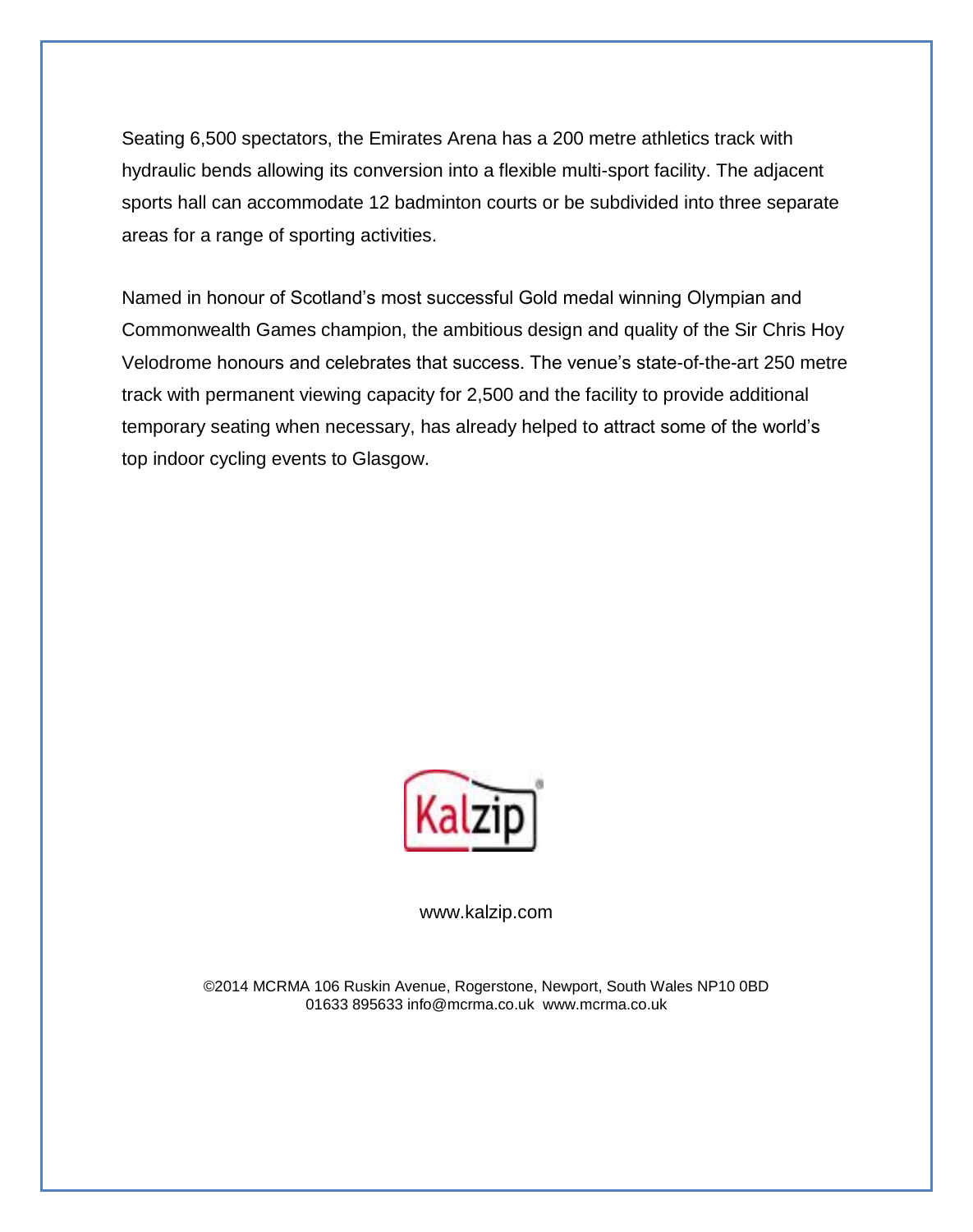Seating 6,500 spectators, the Emirates Arena has a 200 metre athletics track with hydraulic bends allowing its conversion into a flexible multi-sport facility. The adjacent sports hall can accommodate 12 badminton courts or be subdivided into three separate areas for a range of sporting activities.

Named in honour of Scotland's most successful Gold medal winning Olympian and Commonwealth Games champion, the ambitious design and quality of the Sir Chris Hoy Velodrome honours and celebrates that success. The venue's state-of-the-art 250 metre track with permanent viewing capacity for 2,500 and the facility to provide additional temporary seating when necessary, has already helped to attract some of the world's top indoor cycling events to Glasgow.

Kalzip

www.kalzip.com

©2014 MCRMA 106 Ruskin Avenue, Rogerstone, Newport, South Wales NP10 0BD
01633 895633 info@mcrma.co.uk www.mcrma.co.uk